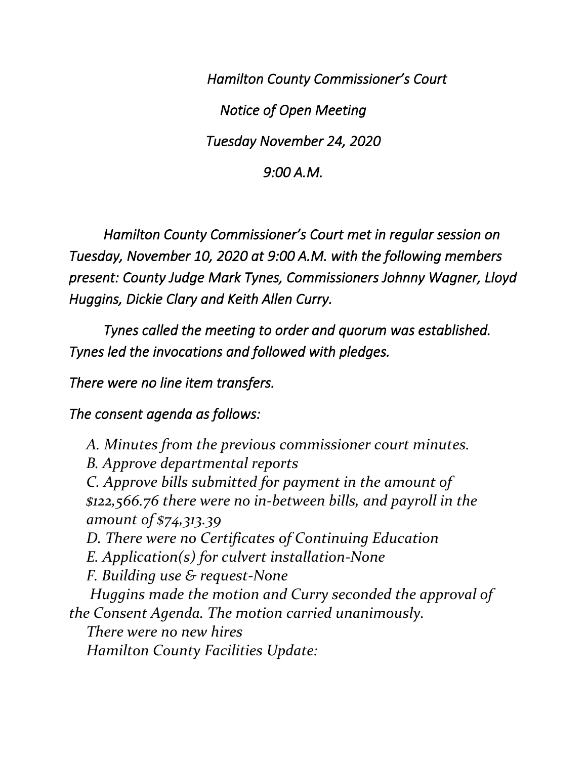*Hamilton County Commissioner's Court*

*Notice of Open Meeting*

*Tuesday November 24, 2020*

*9:00 A.M.*

*Hamilton County Commissioner's Court met in regular session on Tuesday, November 10, 2020 at 9:00 A.M. with the following members present: County Judge Mark Tynes, Commissioners Johnny Wagner, Lloyd Huggins, Dickie Clary and Keith Allen Curry.*

*Tynes called the meeting to order and quorum was established. Tynes led the invocations and followed with pledges.*

*There were no line item transfers.*

*The consent agenda as follows:*

*A. Minutes from the previous commissioner court minutes.*
*B. Approve departmental reports*
*C. Approve bills submitted for payment in the amount of $122,566.76 there were no in-between bills, and payroll in the amount of $74,313.39*
*D. There were no Certificates of Continuing Education*
*E. Application(s) for culvert installation-None*
*F. Building use & request-None*

*Huggins made the motion and Curry seconded the approval of the Consent Agenda. The motion carried unanimously.*

*There were no new hires*

*Hamilton County Facilities Update:*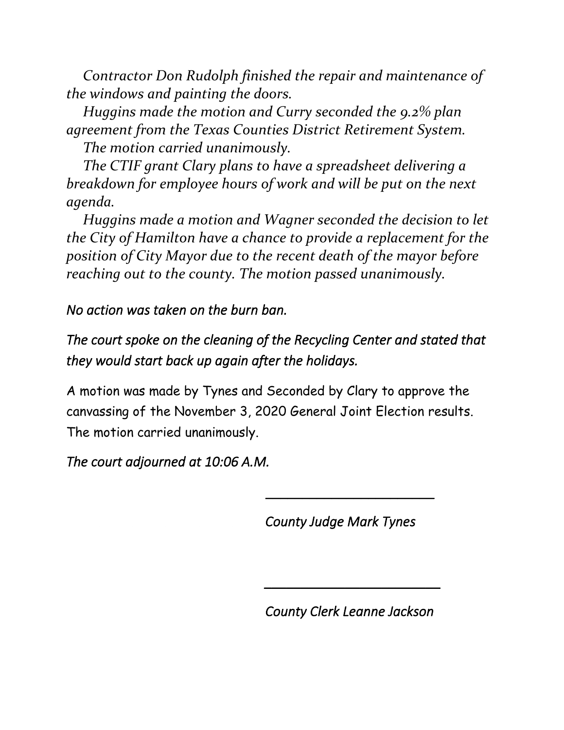*Contractor Don Rudolph finished the repair and maintenance of the windows and painting the doors.*

*Huggins made the motion and Curry seconded the 9.2% plan agreement from the Texas Counties District Retirement System. The motion carried unanimously.*

*The CTIF grant Clary plans to have a spreadsheet delivering a breakdown for employee hours of work and will be put on the next agenda.*

*Huggins made a motion and Wagner seconded the decision to let the City of Hamilton have a chance to provide a replacement for the position of City Mayor due to the recent death of the mayor before reaching out to the county. The motion passed unanimously.*

*No action was taken on the burn ban.*

*The court spoke on the cleaning of the Recycling Center and stated that they would start back up again after the holidays.*

A motion was made by Tynes and Seconded by Clary to approve the canvassing of the November 3, 2020 General Joint Election results. The motion carried unanimously.

*The court adjourned at 10:06 A.M.*

\_\_\_\_\_\_\_\_\_\_\_\_\_\_\_\_\_\_\_\_\_\_\_\_

*County Judge Mark Tynes*

\_\_\_\_\_\_\_\_\_\_\_\_\_\_\_\_\_\_\_\_\_\_\_\_

*County Clerk Leanne Jackson*